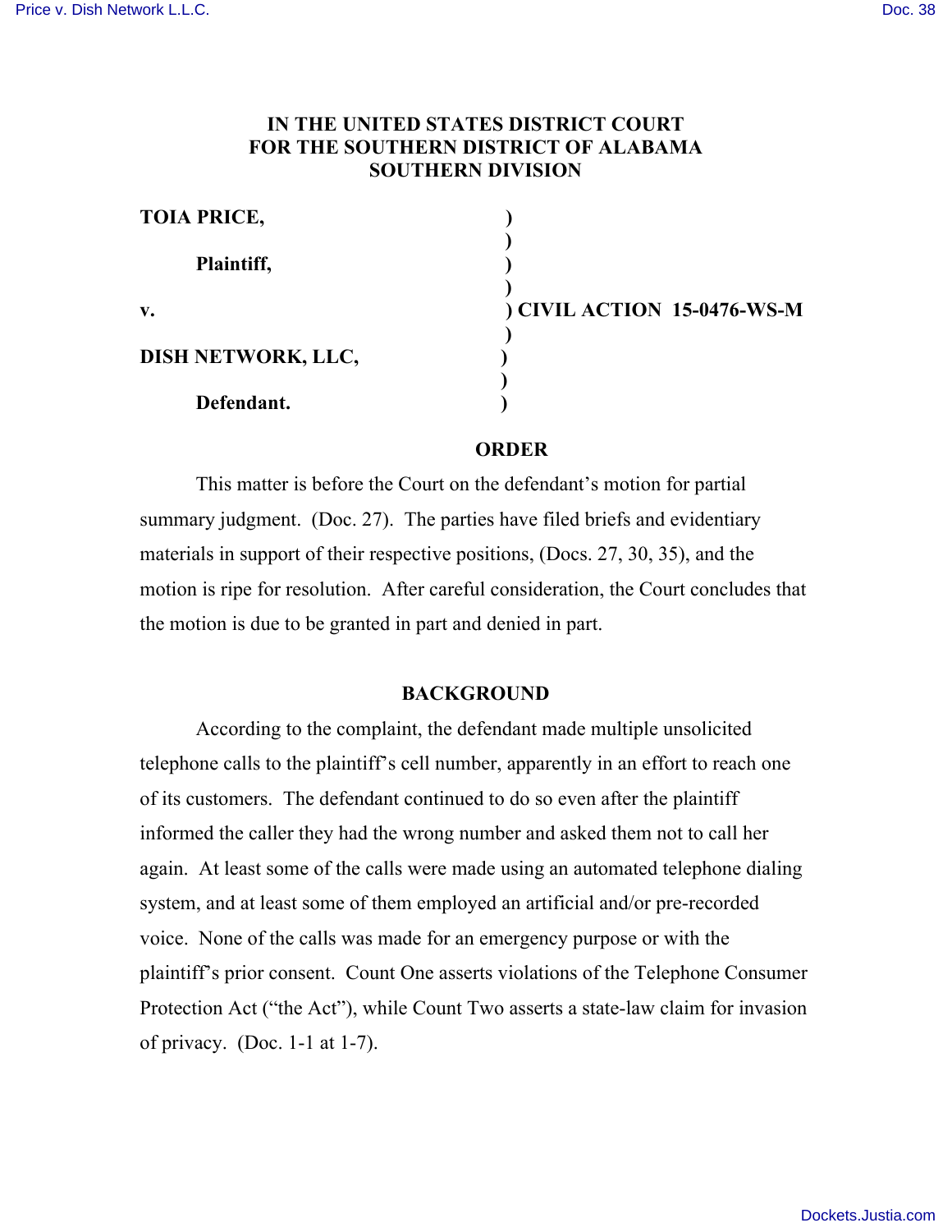# IN THE UNITED STATES DISTRICT COURT FOR THE SOUTHERN DISTRICT OF ALABAMA SOUTHERN DIVISION

| | | |
|---|---|---|
| **TOIA PRICE,** | ) | |
| | ) | |
| **Plaintiff,** | ) | |
| | ) | |
| **v.** | ) | **CIVIL ACTION 15-0476-WS-M** |
| | ) | |
| **DISH NETWORK, LLC,** | ) | |
| | ) | |
| **Defendant.** | ) | |

## ORDER

This matter is before the Court on the defendant's motion for partial summary judgment. (Doc. 27). The parties have filed briefs and evidentiary materials in support of their respective positions, (Docs. 27, 30, 35), and the motion is ripe for resolution. After careful consideration, the Court concludes that the motion is due to be granted in part and denied in part.

## BACKGROUND

According to the complaint, the defendant made multiple unsolicited telephone calls to the plaintiff's cell number, apparently in an effort to reach one of its customers. The defendant continued to do so even after the plaintiff informed the caller they had the wrong number and asked them not to call her again. At least some of the calls were made using an automated telephone dialing system, and at least some of them employed an artificial and/or pre-recorded voice. None of the calls was made for an emergency purpose or with the plaintiff's prior consent. Count One asserts violations of the Telephone Consumer Protection Act ("the Act"), while Count Two asserts a state-law claim for invasion of privacy. (Doc. 1-1 at 1-7).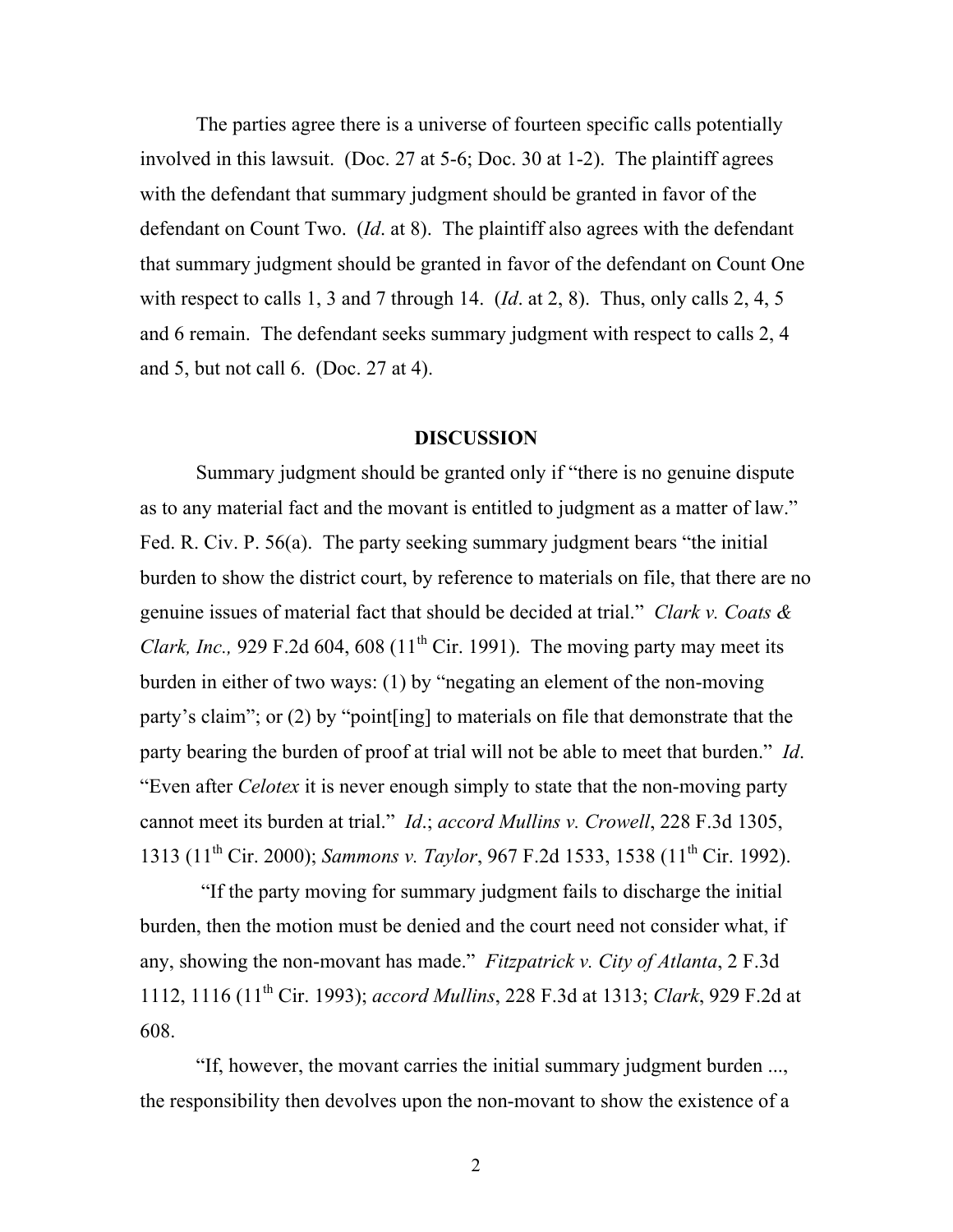The parties agree there is a universe of fourteen specific calls potentially involved in this lawsuit. (Doc. 27 at 5-6; Doc. 30 at 1-2). The plaintiff agrees with the defendant that summary judgment should be granted in favor of the defendant on Count Two. (*Id*. at 8). The plaintiff also agrees with the defendant that summary judgment should be granted in favor of the defendant on Count One with respect to calls 1, 3 and 7 through 14. (*Id*. at 2, 8). Thus, only calls 2, 4, 5 and 6 remain. The defendant seeks summary judgment with respect to calls 2, 4 and 5, but not call 6. (Doc. 27 at 4).

**DISCUSSION**

Summary judgment should be granted only if "there is no genuine dispute as to any material fact and the movant is entitled to judgment as a matter of law." Fed. R. Civ. P. 56(a). The party seeking summary judgment bears "the initial burden to show the district court, by reference to materials on file, that there are no genuine issues of material fact that should be decided at trial." *Clark v. Coats & Clark, Inc.,* 929 F.2d 604, 608 (11th Cir. 1991). The moving party may meet its burden in either of two ways: (1) by "negating an element of the non-moving party's claim"; or (2) by "point[ing] to materials on file that demonstrate that the party bearing the burden of proof at trial will not be able to meet that burden." *Id*. "Even after *Celotex* it is never enough simply to state that the non-moving party cannot meet its burden at trial." *Id*.; *accord Mullins v. Crowell*, 228 F.3d 1305, 1313 (11th Cir. 2000); *Sammons v. Taylor*, 967 F.2d 1533, 1538 (11th Cir. 1992).

"If the party moving for summary judgment fails to discharge the initial burden, then the motion must be denied and the court need not consider what, if any, showing the non-movant has made." *Fitzpatrick v. City of Atlanta*, 2 F.3d 1112, 1116 (11th Cir. 1993); *accord Mullins*, 228 F.3d at 1313; *Clark*, 929 F.2d at 608.

"If, however, the movant carries the initial summary judgment burden ..., the responsibility then devolves upon the non-movant to show the existence of a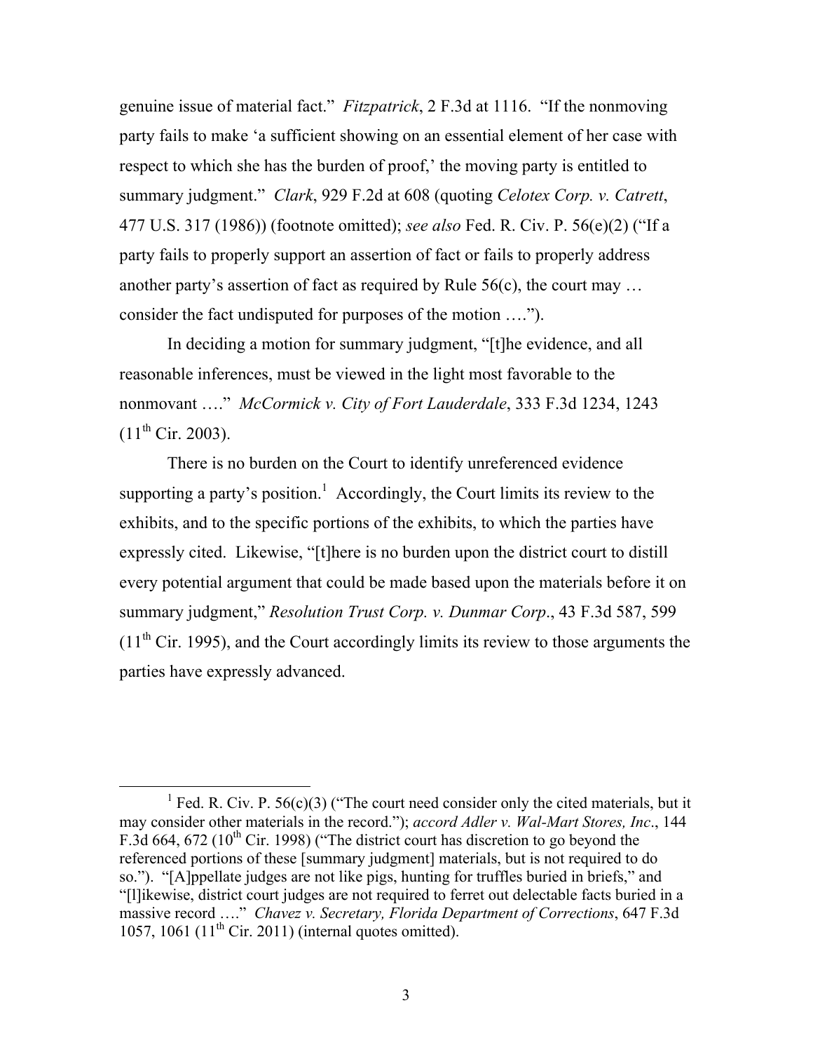genuine issue of material fact." *Fitzpatrick*, 2 F.3d at 1116. "If the nonmoving party fails to make 'a sufficient showing on an essential element of her case with respect to which she has the burden of proof,' the moving party is entitled to summary judgment." *Clark*, 929 F.2d at 608 (quoting *Celotex Corp. v. Catrett*, 477 U.S. 317 (1986)) (footnote omitted); *see also* Fed. R. Civ. P. 56(e)(2) ("If a party fails to properly support an assertion of fact or fails to properly address another party's assertion of fact as required by Rule 56(c), the court may … consider the fact undisputed for purposes of the motion ….").

In deciding a motion for summary judgment, "[t]he evidence, and all reasonable inferences, must be viewed in the light most favorable to the nonmovant …." *McCormick v. City of Fort Lauderdale*, 333 F.3d 1234, 1243 (11th Cir. 2003).

There is no burden on the Court to identify unreferenced evidence supporting a party's position.[1] Accordingly, the Court limits its review to the exhibits, and to the specific portions of the exhibits, to which the parties have expressly cited. Likewise, "[t]here is no burden upon the district court to distill every potential argument that could be made based upon the materials before it on summary judgment," *Resolution Trust Corp. v. Dunmar Corp*., 43 F.3d 587, 599 (11th Cir. 1995), and the Court accordingly limits its review to those arguments the parties have expressly advanced.

---

[1] Fed. R. Civ. P. 56(c)(3) ("The court need consider only the cited materials, but it may consider other materials in the record."); *accord Adler v. Wal-Mart Stores, Inc*., 144 F.3d 664, 672 (10th Cir. 1998) ("The district court has discretion to go beyond the referenced portions of these [summary judgment] materials, but is not required to do so."). "[A]ppellate judges are not like pigs, hunting for truffles buried in briefs," and "[l]ikewise, district court judges are not required to ferret out delectable facts buried in a massive record …." *Chavez v. Secretary, Florida Department of Corrections*, 647 F.3d 1057, 1061 (11th Cir. 2011) (internal quotes omitted).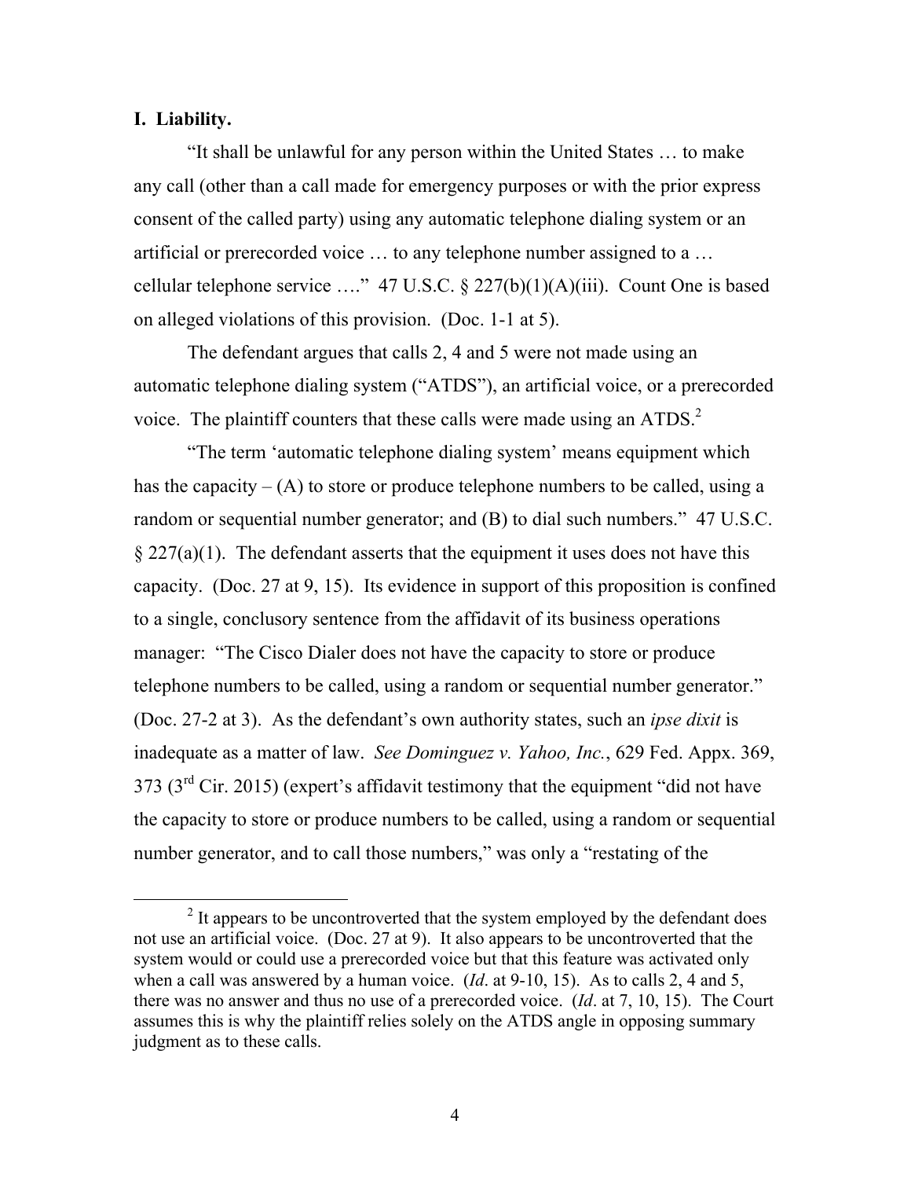**I. Liability.**

"It shall be unlawful for any person within the United States … to make any call (other than a call made for emergency purposes or with the prior express consent of the called party) using any automatic telephone dialing system or an artificial or prerecorded voice … to any telephone number assigned to a … cellular telephone service …." 47 U.S.C. § 227(b)(1)(A)(iii). Count One is based on alleged violations of this provision. (Doc. 1-1 at 5).

The defendant argues that calls 2, 4 and 5 were not made using an automatic telephone dialing system ("ATDS"), an artificial voice, or a prerecorded voice. The plaintiff counters that these calls were made using an ATDS.[2]

"The term 'automatic telephone dialing system' means equipment which has the capacity – (A) to store or produce telephone numbers to be called, using a random or sequential number generator; and (B) to dial such numbers." 47 U.S.C. § 227(a)(1). The defendant asserts that the equipment it uses does not have this capacity. (Doc. 27 at 9, 15). Its evidence in support of this proposition is confined to a single, conclusory sentence from the affidavit of its business operations manager: "The Cisco Dialer does not have the capacity to store or produce telephone numbers to be called, using a random or sequential number generator." (Doc. 27-2 at 3). As the defendant's own authority states, such an *ipse dixit* is inadequate as a matter of law. *See Dominguez v. Yahoo, Inc.*, 629 Fed. Appx. 369, 373 (3rd Cir. 2015) (expert's affidavit testimony that the equipment "did not have the capacity to store or produce numbers to be called, using a random or sequential number generator, and to call those numbers," was only a "restating of the

---

[2] It appears to be uncontroverted that the system employed by the defendant does not use an artificial voice. (Doc. 27 at 9). It also appears to be uncontroverted that the system would or could use a prerecorded voice but that this feature was activated only when a call was answered by a human voice. (*Id*. at 9-10, 15). As to calls 2, 4 and 5, there was no answer and thus no use of a prerecorded voice. (*Id*. at 7, 10, 15). The Court assumes this is why the plaintiff relies solely on the ATDS angle in opposing summary judgment as to these calls.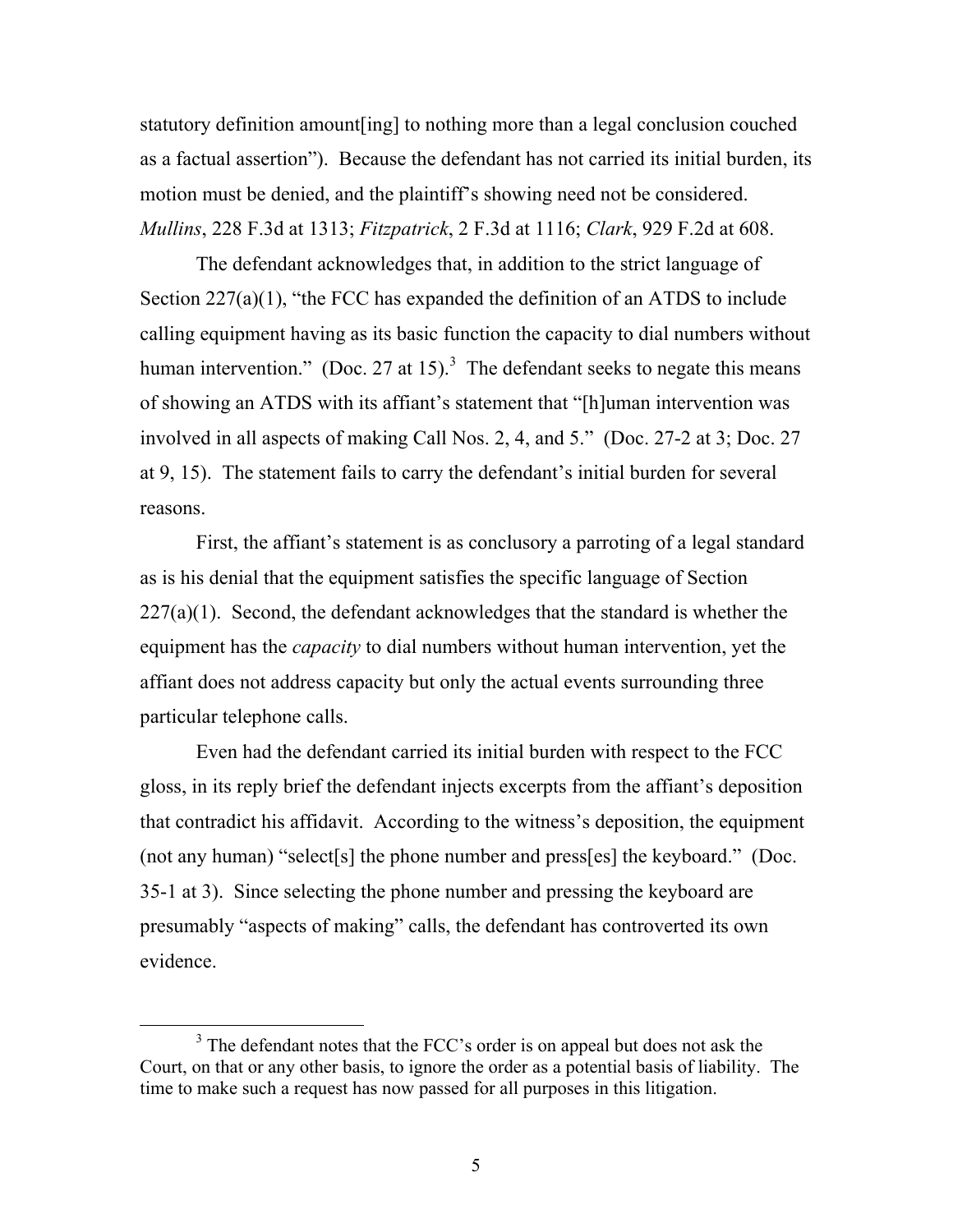statutory definition amount[ing] to nothing more than a legal conclusion couched as a factual assertion"). Because the defendant has not carried its initial burden, its motion must be denied, and the plaintiff's showing need not be considered. *Mullins*, 228 F.3d at 1313; *Fitzpatrick*, 2 F.3d at 1116; *Clark*, 929 F.2d at 608.

The defendant acknowledges that, in addition to the strict language of Section 227(a)(1), "the FCC has expanded the definition of an ATDS to include calling equipment having as its basic function the capacity to dial numbers without human intervention." (Doc. 27 at 15).[3] The defendant seeks to negate this means of showing an ATDS with its affiant's statement that "[h]uman intervention was involved in all aspects of making Call Nos. 2, 4, and 5." (Doc. 27-2 at 3; Doc. 27 at 9, 15). The statement fails to carry the defendant's initial burden for several reasons.

First, the affiant's statement is as conclusory a parroting of a legal standard as is his denial that the equipment satisfies the specific language of Section 227(a)(1). Second, the defendant acknowledges that the standard is whether the equipment has the *capacity* to dial numbers without human intervention, yet the affiant does not address capacity but only the actual events surrounding three particular telephone calls.

Even had the defendant carried its initial burden with respect to the FCC gloss, in its reply brief the defendant injects excerpts from the affiant's deposition that contradict his affidavit. According to the witness's deposition, the equipment (not any human) "select[s] the phone number and press[es] the keyboard." (Doc. 35-1 at 3). Since selecting the phone number and pressing the keyboard are presumably "aspects of making" calls, the defendant has controverted its own evidence.

---

[3] The defendant notes that the FCC's order is on appeal but does not ask the Court, on that or any other basis, to ignore the order as a potential basis of liability. The time to make such a request has now passed for all purposes in this litigation.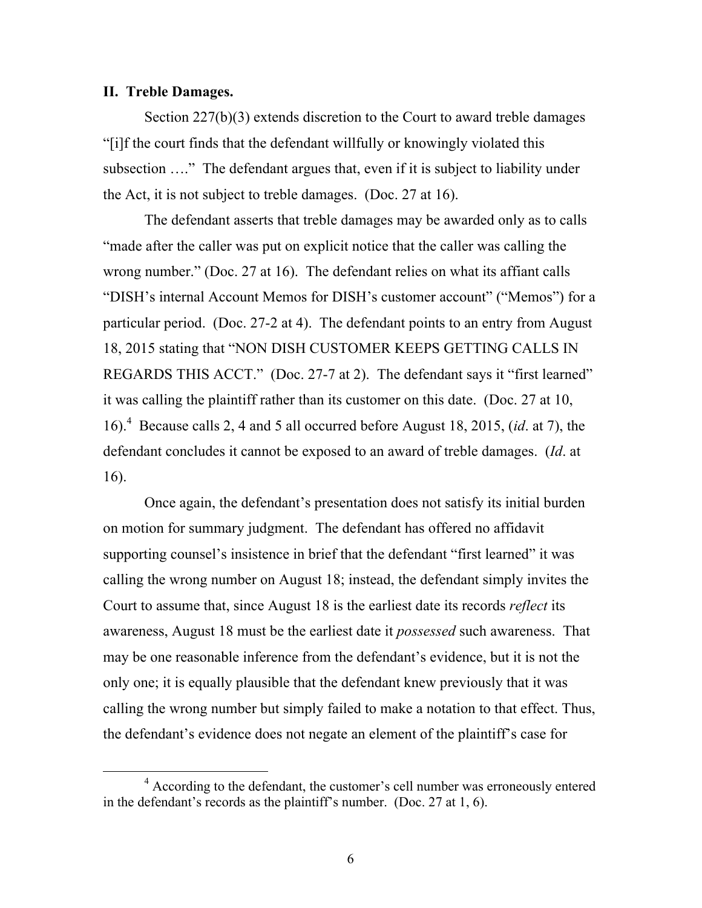## II. Treble Damages.

Section 227(b)(3) extends discretion to the Court to award treble damages "[i]f the court finds that the defendant willfully or knowingly violated this subsection …." The defendant argues that, even if it is subject to liability under the Act, it is not subject to treble damages. (Doc. 27 at 16).

The defendant asserts that treble damages may be awarded only as to calls "made after the caller was put on explicit notice that the caller was calling the wrong number." (Doc. 27 at 16). The defendant relies on what its affiant calls "DISH's internal Account Memos for DISH's customer account" ("Memos") for a particular period. (Doc. 27-2 at 4). The defendant points to an entry from August 18, 2015 stating that "NON DISH CUSTOMER KEEPS GETTING CALLS IN REGARDS THIS ACCT." (Doc. 27-7 at 2). The defendant says it "first learned" it was calling the plaintiff rather than its customer on this date. (Doc. 27 at 10, 16).[4] Because calls 2, 4 and 5 all occurred before August 18, 2015, (*id*. at 7), the defendant concludes it cannot be exposed to an award of treble damages. (*Id*. at 16).

Once again, the defendant's presentation does not satisfy its initial burden on motion for summary judgment. The defendant has offered no affidavit supporting counsel's insistence in brief that the defendant "first learned" it was calling the wrong number on August 18; instead, the defendant simply invites the Court to assume that, since August 18 is the earliest date its records *reflect* its awareness, August 18 must be the earliest date it *possessed* such awareness. That may be one reasonable inference from the defendant's evidence, but it is not the only one; it is equally plausible that the defendant knew previously that it was calling the wrong number but simply failed to make a notation to that effect. Thus, the defendant's evidence does not negate an element of the plaintiff's case for

---

[4] According to the defendant, the customer's cell number was erroneously entered in the defendant's records as the plaintiff's number. (Doc. 27 at 1, 6).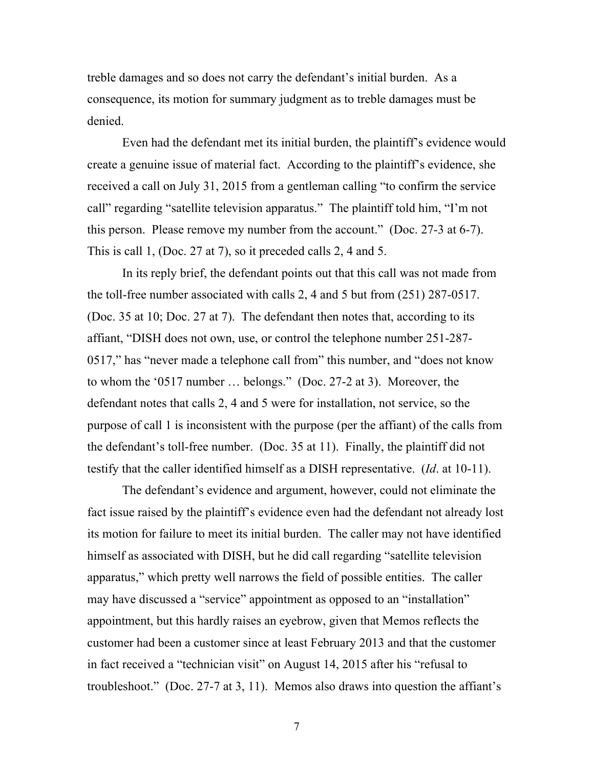treble damages and so does not carry the defendant's initial burden. As a consequence, its motion for summary judgment as to treble damages must be denied.

Even had the defendant met its initial burden, the plaintiff's evidence would create a genuine issue of material fact. According to the plaintiff's evidence, she received a call on July 31, 2015 from a gentleman calling "to confirm the service call" regarding "satellite television apparatus." The plaintiff told him, "I'm not this person. Please remove my number from the account." (Doc. 27-3 at 6-7). This is call 1, (Doc. 27 at 7), so it preceded calls 2, 4 and 5.

In its reply brief, the defendant points out that this call was not made from the toll-free number associated with calls 2, 4 and 5 but from (251) 287-0517. (Doc. 35 at 10; Doc. 27 at 7). The defendant then notes that, according to its affiant, "DISH does not own, use, or control the telephone number 251-287-0517," has "never made a telephone call from" this number, and "does not know to whom the '0517 number … belongs." (Doc. 27-2 at 3). Moreover, the defendant notes that calls 2, 4 and 5 were for installation, not service, so the purpose of call 1 is inconsistent with the purpose (per the affiant) of the calls from the defendant's toll-free number. (Doc. 35 at 11). Finally, the plaintiff did not testify that the caller identified himself as a DISH representative. (*Id*. at 10-11).

The defendant's evidence and argument, however, could not eliminate the fact issue raised by the plaintiff's evidence even had the defendant not already lost its motion for failure to meet its initial burden. The caller may not have identified himself as associated with DISH, but he did call regarding "satellite television apparatus," which pretty well narrows the field of possible entities. The caller may have discussed a "service" appointment as opposed to an "installation" appointment, but this hardly raises an eyebrow, given that Memos reflects the customer had been a customer since at least February 2013 and that the customer in fact received a "technician visit" on August 14, 2015 after his "refusal to troubleshoot." (Doc. 27-7 at 3, 11). Memos also draws into question the affiant's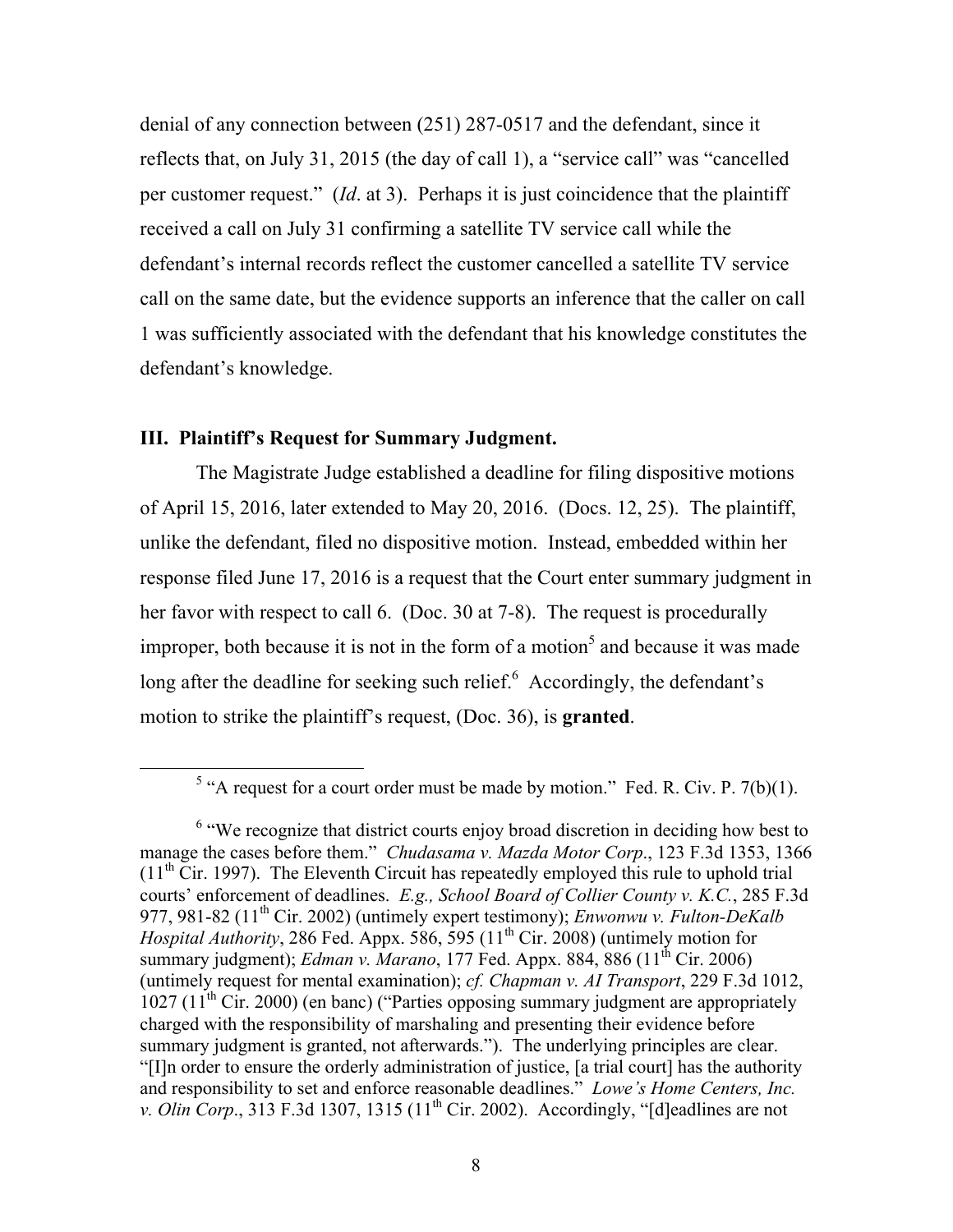denial of any connection between (251) 287-0517 and the defendant, since it reflects that, on July 31, 2015 (the day of call 1), a "service call" was "cancelled per customer request." (*Id*. at 3). Perhaps it is just coincidence that the plaintiff received a call on July 31 confirming a satellite TV service call while the defendant's internal records reflect the customer cancelled a satellite TV service call on the same date, but the evidence supports an inference that the caller on call 1 was sufficiently associated with the defendant that his knowledge constitutes the defendant's knowledge.

## III. Plaintiff's Request for Summary Judgment.

The Magistrate Judge established a deadline for filing dispositive motions of April 15, 2016, later extended to May 20, 2016. (Docs. 12, 25). The plaintiff, unlike the defendant, filed no dispositive motion. Instead, embedded within her response filed June 17, 2016 is a request that the Court enter summary judgment in her favor with respect to call 6. (Doc. 30 at 7-8). The request is procedurally improper, both because it is not in the form of a motion[5] and because it was made long after the deadline for seeking such relief.[6] Accordingly, the defendant's motion to strike the plaintiff's request, (Doc. 36), is **granted**.

---

[5] "A request for a court order must be made by motion." Fed. R. Civ. P. 7(b)(1).

[6] "We recognize that district courts enjoy broad discretion in deciding how best to manage the cases before them." *Chudasama v. Mazda Motor Corp*., 123 F.3d 1353, 1366 (11th Cir. 1997). The Eleventh Circuit has repeatedly employed this rule to uphold trial courts' enforcement of deadlines. *E.g., School Board of Collier County v. K.C.*, 285 F.3d 977, 981-82 (11th Cir. 2002) (untimely expert testimony); *Enwonwu v. Fulton-DeKalb Hospital Authority*, 286 Fed. Appx. 586, 595 (11th Cir. 2008) (untimely motion for summary judgment); *Edman v. Marano*, 177 Fed. Appx. 884, 886 (11th Cir. 2006) (untimely request for mental examination); *cf. Chapman v. AI Transport*, 229 F.3d 1012, 1027 (11th Cir. 2000) (en banc) ("Parties opposing summary judgment are appropriately charged with the responsibility of marshaling and presenting their evidence before summary judgment is granted, not afterwards."). The underlying principles are clear. "[I]n order to ensure the orderly administration of justice, [a trial court] has the authority and responsibility to set and enforce reasonable deadlines." *Lowe's Home Centers, Inc. v. Olin Corp*., 313 F.3d 1307, 1315 (11th Cir. 2002). Accordingly, "[d]eadlines are not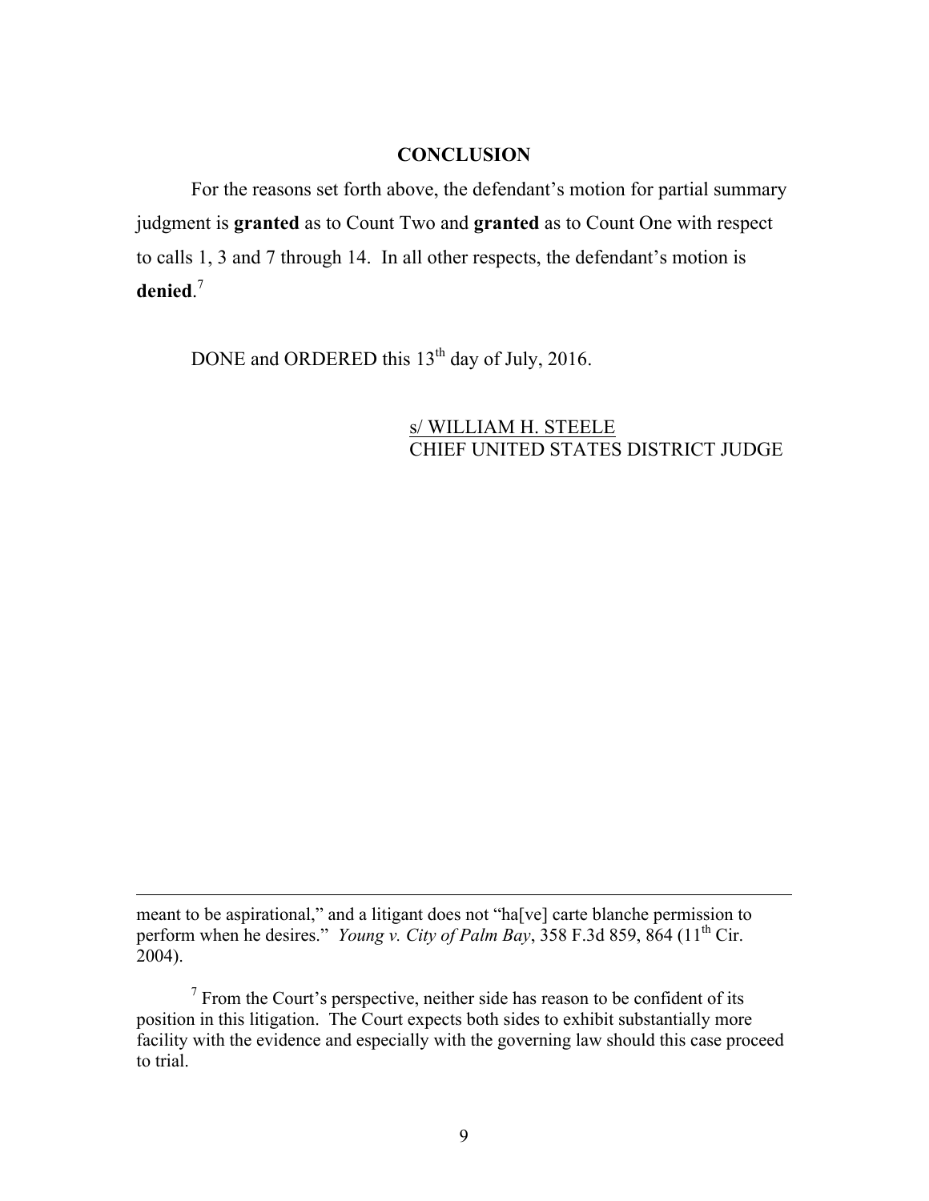## CONCLUSION

For the reasons set forth above, the defendant's motion for partial summary judgment is **granted** as to Count Two and **granted** as to Count One with respect to calls 1, 3 and 7 through 14. In all other respects, the defendant's motion is **denied**.[7]

DONE and ORDERED this 13th day of July, 2016.

s/ WILLIAM H. STEELE
CHIEF UNITED STATES DISTRICT JUDGE

---

meant to be aspirational," and a litigant does not "ha[ve] carte blanche permission to perform when he desires." *Young v. City of Palm Bay*, 358 F.3d 859, 864 (11th Cir. 2004).

[7] From the Court's perspective, neither side has reason to be confident of its position in this litigation. The Court expects both sides to exhibit substantially more facility with the evidence and especially with the governing law should this case proceed to trial.